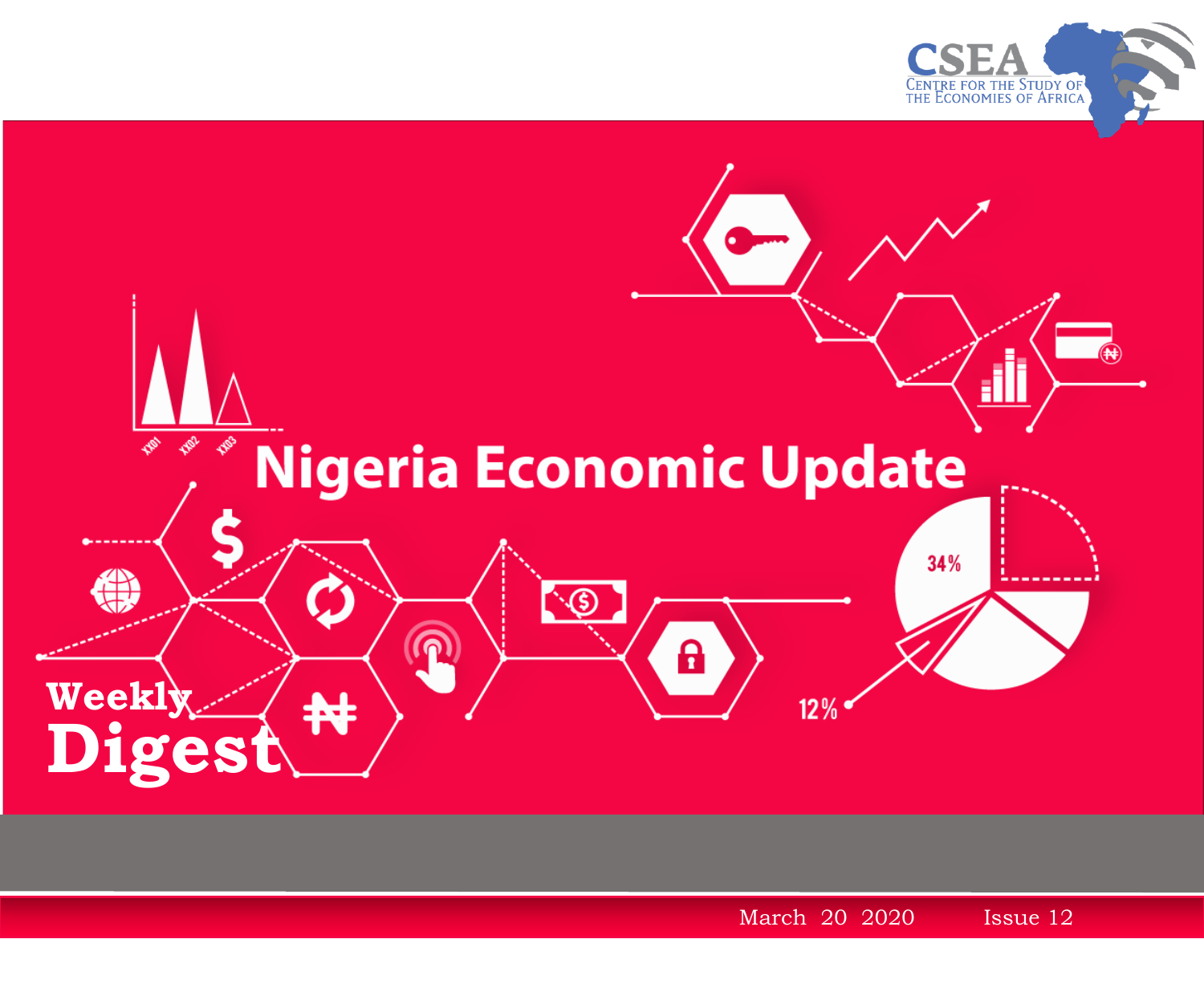CSEA
CENTRE FOR THE STUDY OF THE ECONOMIES OF AFRICA

# Nigeria Economic Update

## Weekly Digest

March 20 2020

Issue 12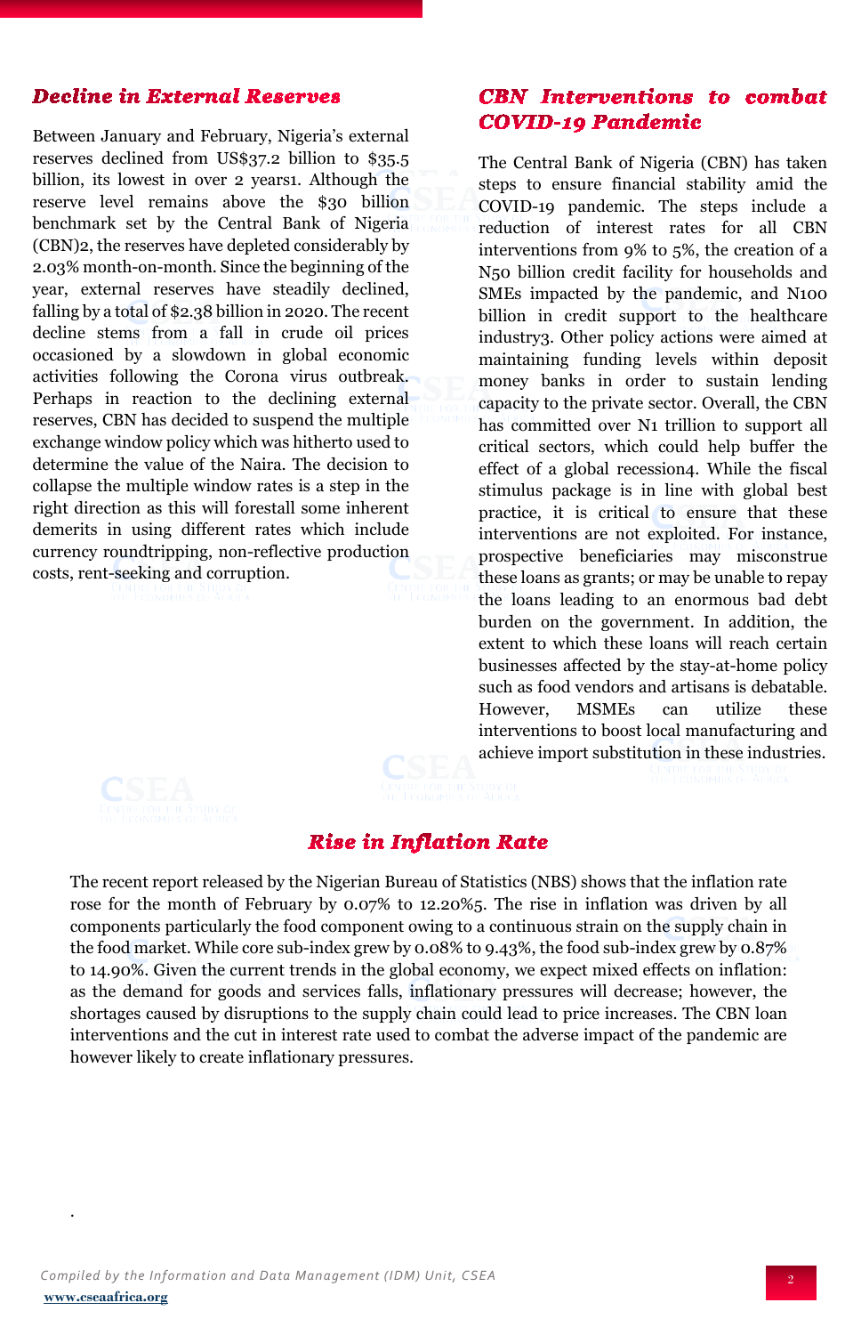## Decline in External Reserves

Between January and February, Nigeria's external reserves declined from US$37.2 billion to $35.5 billion, its lowest in over 2 years[1]. Although the reserve level remains above the $30 billion benchmark set by the Central Bank of Nigeria (CBN)[2], the reserves have depleted considerably by 2.03% month-on-month. Since the beginning of the year, external reserves have steadily declined, falling by a total of $2.38 billion in 2020. The recent decline stems from a fall in crude oil prices occasioned by a slowdown in global economic activities following the Corona virus outbreak. Perhaps in reaction to the declining external reserves, CBN has decided to suspend the multiple exchange window policy which was hitherto used to determine the value of the Naira. The decision to collapse the multiple window rates is a step in the right direction as this will forestall some inherent demerits in using different rates which include currency roundtripping, non-reflective production costs, rent-seeking and corruption.

## CBN Interventions to combat COVID-19 Pandemic

The Central Bank of Nigeria (CBN) has taken steps to ensure financial stability amid the COVID-19 pandemic. The steps include a reduction of interest rates for all CBN interventions from 9% to 5%, the creation of a N50 billion credit facility for households and SMEs impacted by the pandemic, and N100 billion in credit support to the healthcare industry[3]. Other policy actions were aimed at maintaining funding levels within deposit money banks in order to sustain lending capacity to the private sector. Overall, the CBN has committed over N1 trillion to support all critical sectors, which could help buffer the effect of a global recession[4]. While the fiscal stimulus package is in line with global best practice, it is critical to ensure that these interventions are not exploited. For instance, prospective beneficiaries may misconstrue these loans as grants; or may be unable to repay the loans leading to an enormous bad debt burden on the government. In addition, the extent to which these loans will reach certain businesses affected by the stay-at-home policy such as food vendors and artisans is debatable. However, MSMEs can utilize these interventions to boost local manufacturing and achieve import substitution in these industries.

## Rise in Inflation Rate

The recent report released by the Nigerian Bureau of Statistics (NBS) shows that the inflation rate rose for the month of February by 0.07% to 12.20%[5]. The rise in inflation was driven by all components particularly the food component owing to a continuous strain on the supply chain in the food market. While core sub-index grew by 0.08% to 9.43%, the food sub-index grew by 0.87% to 14.90%. Given the current trends in the global economy, we expect mixed effects on inflation: as the demand for goods and services falls, inflationary pressures will decrease; however, the shortages caused by disruptions to the supply chain could lead to price increases. The CBN loan interventions and the cut in interest rate used to combat the adverse impact of the pandemic are however likely to create inflationary pressures.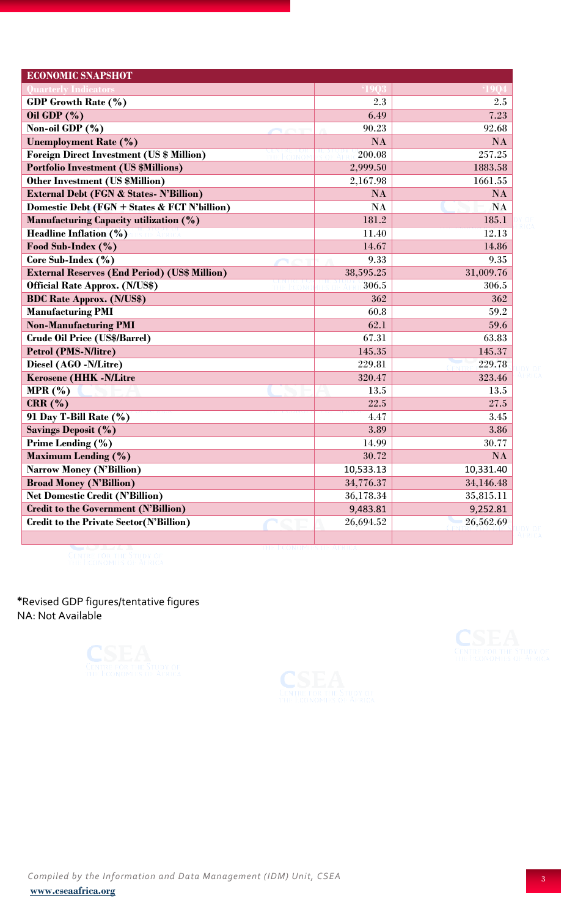| ECONOMIC SNAPSHOT | | |
|---|---|---|
| Quarterly Indicators | '19Q3 | '19Q4 |
| GDP Growth Rate (%) | 2.3 | 2.5 |
| Oil GDP (%) | 6.49 | 7.23 |
| Non-oil GDP (%) | 90.23 | 92.68 |
| Unemployment Rate (%) | NA | NA |
| Foreign Direct Investment (US $ Million) | 200.08 | 257.25 |
| Portfolio Investment (US $Millions) | 2,999.50 | 1883.58 |
| Other Investment (US $Million) | 2,167.98 | 1661.55 |
| External Debt (FGN & States- N'Billion) | NA | NA |
| Domestic Debt (FGN + States & FCT N'billion) | NA | NA |
| Manufacturing Capacity utilization (%) | 181.2 | 185.1 |
| Headline Inflation (%) | 11.40 | 12.13 |
| Food Sub-Index (%) | 14.67 | 14.86 |
| Core Sub-Index (%) | 9.33 | 9.35 |
| External Reserves (End Period) (US$ Million) | 38,595.25 | 31,009.76 |
| Official Rate Approx. (N/US$) | 306.5 | 306.5 |
| BDC Rate Approx. (N/US$) | 362 | 362 |
| Manufacturing PMI | 60.8 | 59.2 |
| Non-Manufacturing PMI | 62.1 | 59.6 |
| Crude Oil Price (US$/Barrel) | 67.31 | 63.83 |
| Petrol (PMS-N/litre) | 145.35 | 145.37 |
| Diesel (AGO -N/Litre) | 229.81 | 229.78 |
| Kerosene (HHK -N/Litre | 320.47 | 323.46 |
| MPR (%) | 13.5 | 13.5 |
| CRR (%) | 22.5 | 27.5 |
| 91 Day T-Bill Rate (%) | 4.47 | 3.45 |
| Savings Deposit (%) | 3.89 | 3.86 |
| Prime Lending (%) | 14.99 | 30.77 |
| Maximum Lending (%) | 30.72 | NA |
| Narrow Money (N'Billion) | 10,533.13 | 10,331.40 |
| Broad Money (N'Billion) | 34,776.37 | 34,146.48 |
| Net Domestic Credit (N'Billion) | 36,178.34 | 35,815.11 |
| Credit to the Government (N'Billion) | 9,483.81 | 9,252.81 |
| Credit to the Private Sector(N'Billion) | 26,694.52 | 26,562.69 |

*Revised GDP figures/tentative figures

NA: Not Available

*Compiled by the Information and Data Management (IDM) Unit, CSEA*

www.cseaafrica.org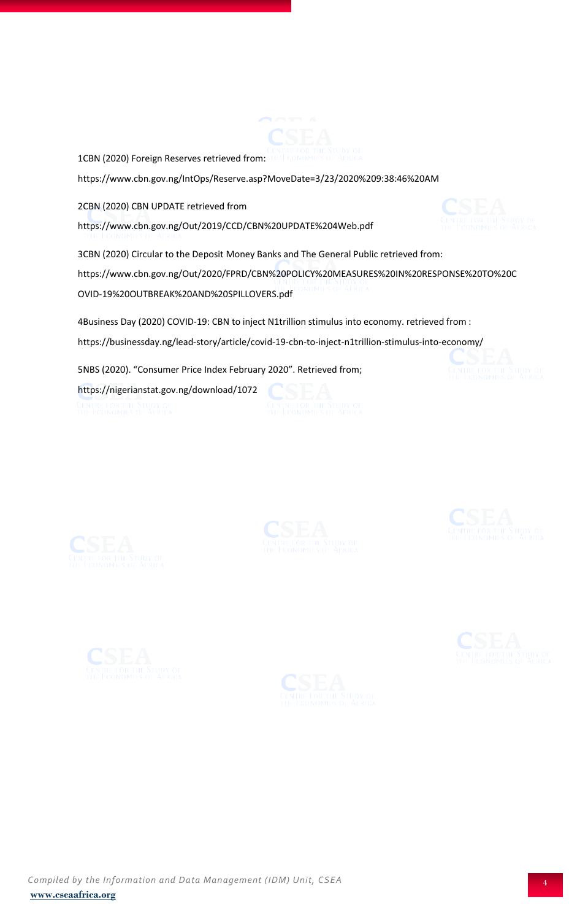1CBN (2020) Foreign Reserves retrieved from:

https://www.cbn.gov.ng/IntOps/Reserve.asp?MoveDate=3/23/2020%209:38:46%20AM

2CBN (2020) CBN UPDATE retrieved from

https://www.cbn.gov.ng/Out/2019/CCD/CBN%20UPDATE%204Web.pdf

3CBN (2020) Circular to the Deposit Money Banks and The General Public retrieved from:

https://www.cbn.gov.ng/Out/2020/FPRD/CBN%20POLICY%20MEASURES%20IN%20RESPONSE%20TO%20COVID-19%20OUTBREAK%20AND%20SPILLOVERS.pdf

4Business Day (2020) COVID-19: CBN to inject N1trillion stimulus into economy. retrieved from :

https://businessday.ng/lead-story/article/covid-19-cbn-to-inject-n1trillion-stimulus-into-economy/

5NBS (2020). “Consumer Price Index February 2020”. Retrieved from;

https://nigerianstat.gov.ng/download/1072

*Compiled by the Information and Data Management (IDM) Unit, CSEA*

www.cseaafrica.org